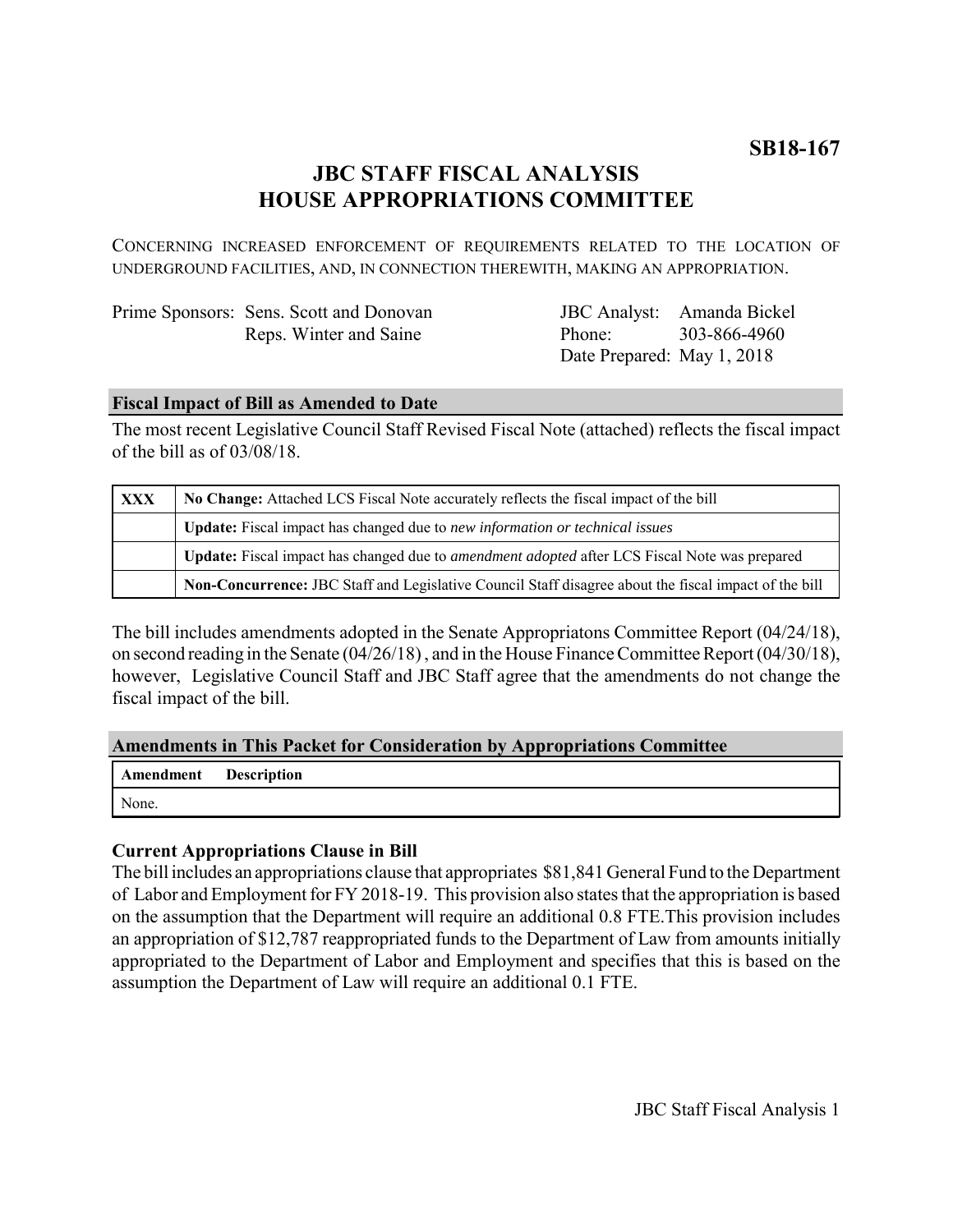**SB18-167**

# JBC STAFF FISCAL ANALYSIS
# HOUSE APPROPRIATIONS COMMITTEE

CONCERNING INCREASED ENFORCEMENT OF REQUIREMENTS RELATED TO THE LOCATION OF UNDERGROUND FACILITIES, AND, IN CONNECTION THEREWITH, MAKING AN APPROPRIATION.

| | | | |
|---|---|---|---|
| Prime Sponsors: | Sens. Scott and Donovan | JBC Analyst: | Amanda Bickel |
| | Reps. Winter and Saine | Phone: | 303-866-4960 |
| | | Date Prepared: | May 1, 2018 |

## Fiscal Impact of Bill as Amended to Date

The most recent Legislative Council Staff Revised Fiscal Note (attached) reflects the fiscal impact of the bill as of 03/08/18.

| | |
|---|---|
| **XXX** | **No Change:** Attached LCS Fiscal Note accurately reflects the fiscal impact of the bill |
| | **Update:** Fiscal impact has changed due to *new information or technical issues* |
| | **Update:** Fiscal impact has changed due to *amendment adopted* after LCS Fiscal Note was prepared |
| | **Non-Concurrence:** JBC Staff and Legislative Council Staff disagree about the fiscal impact of the bill |

The bill includes amendments adopted in the Senate Appropriatons Committee Report (04/24/18), on second reading in the Senate (04/26/18) , and in the House Finance Committee Report (04/30/18), however, Legislative Council Staff and JBC Staff agree that the amendments do not change the fiscal impact of the bill.

## Amendments in This Packet for Consideration by Appropriations Committee

| Amendment | Description |
|---|---|
| None. | |

### Current Appropriations Clause in Bill

The bill includes an appropriations clause that appropriates $81,841 General Fund to the Department of Labor and Employment for FY 2018-19. This provision also states that the appropriation is based on the assumption that the Department will require an additional 0.8 FTE.This provision includes an appropriation of $12,787 reappropriated funds to the Department of Law from amounts initially appropriated to the Department of Labor and Employment and specifies that this is based on the assumption the Department of Law will require an additional 0.1 FTE.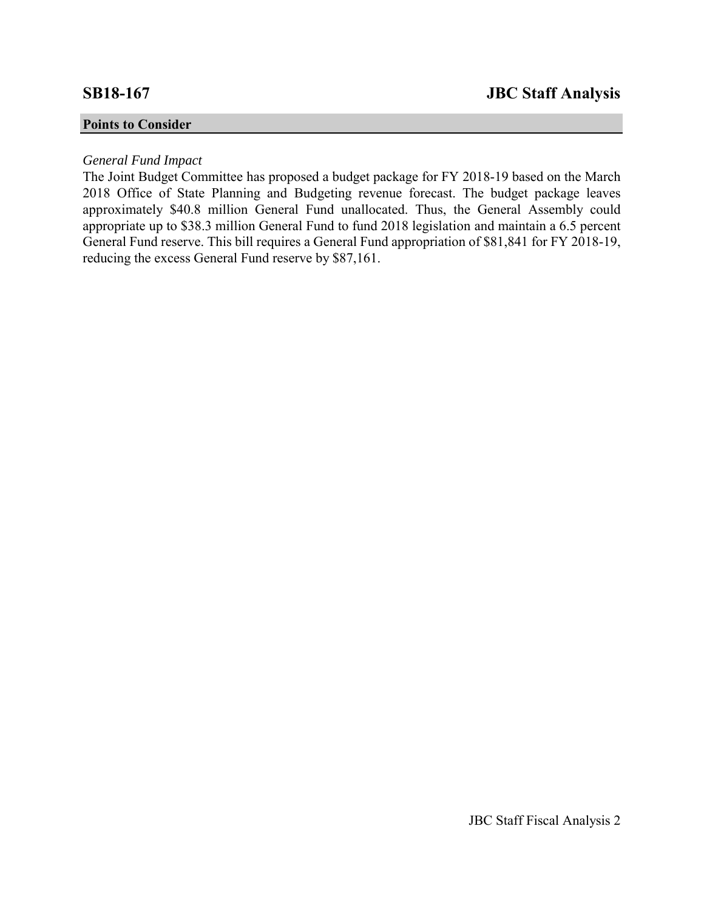## Points to Consider

*General Fund Impact*

The Joint Budget Committee has proposed a budget package for FY 2018-19 based on the March 2018 Office of State Planning and Budgeting revenue forecast. The budget package leaves approximately $40.8 million General Fund unallocated. Thus, the General Assembly could appropriate up to $38.3 million General Fund to fund 2018 legislation and maintain a 6.5 percent General Fund reserve. This bill requires a General Fund appropriation of $81,841 for FY 2018-19, reducing the excess General Fund reserve by $87,161.